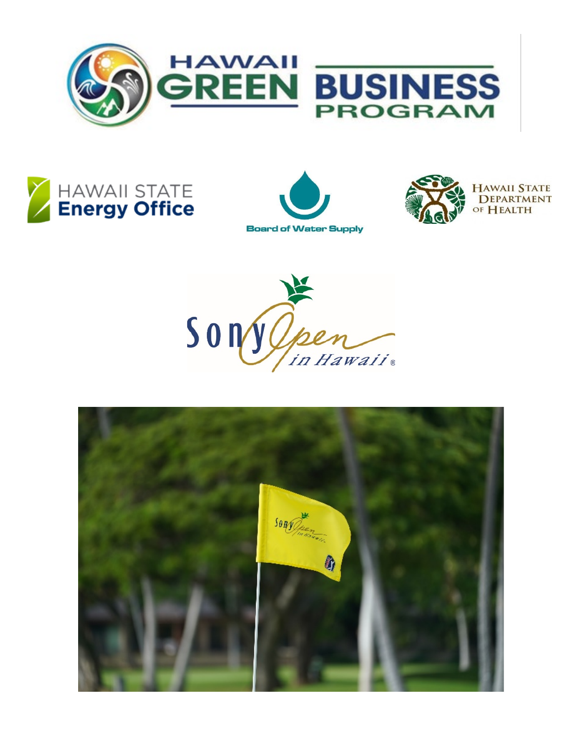# HAWAII GREEN BUSINESS PROGRAM

HAWAII STATE Energy Office

Board of Water Supply

HAWAII STATE DEPARTMENT OF HEALTH

Sony Open in Hawaii®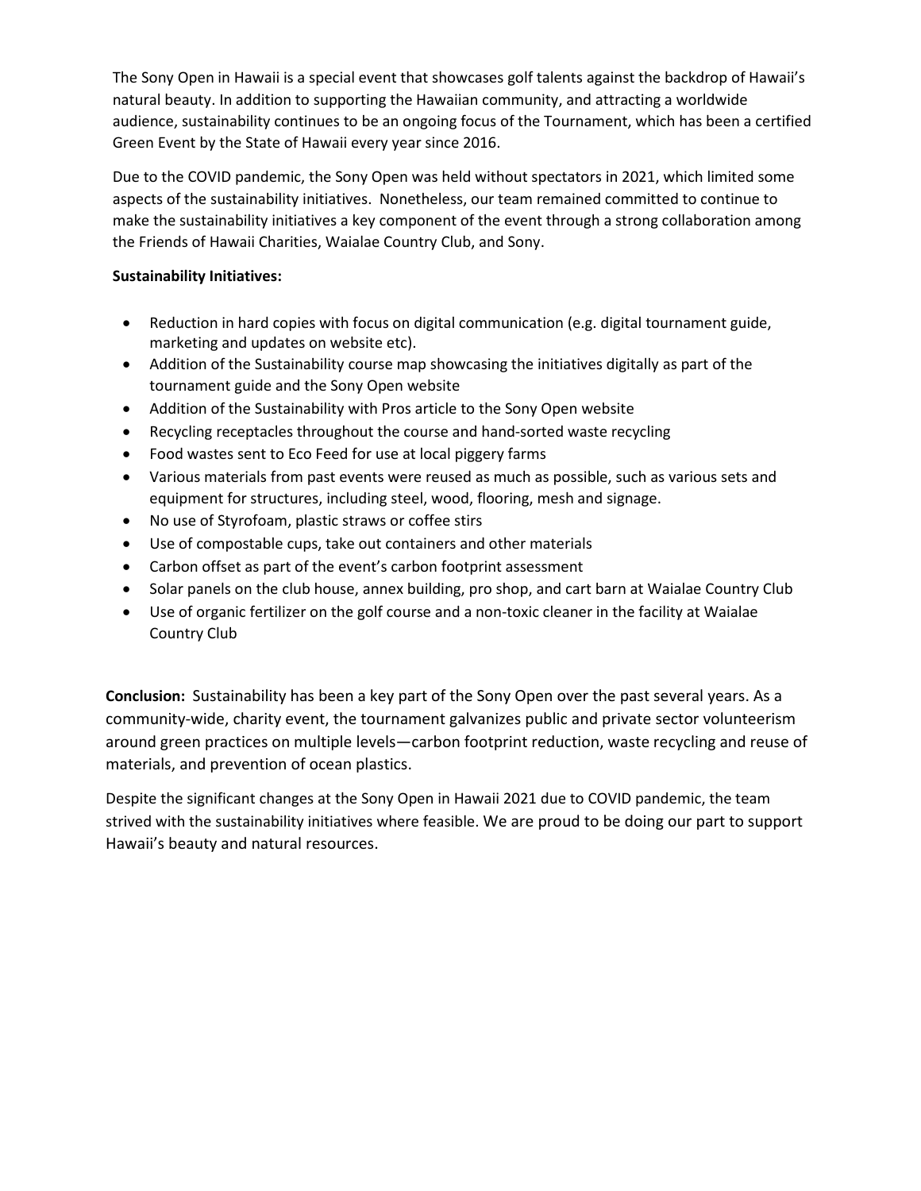The Sony Open in Hawaii is a special event that showcases golf talents against the backdrop of Hawaii's natural beauty. In addition to supporting the Hawaiian community, and attracting a worldwide audience, sustainability continues to be an ongoing focus of the Tournament, which has been a certified Green Event by the State of Hawaii every year since 2016.

Due to the COVID pandemic, the Sony Open was held without spectators in 2021, which limited some aspects of the sustainability initiatives. Nonetheless, our team remained committed to continue to make the sustainability initiatives a key component of the event through a strong collaboration among the Friends of Hawaii Charities, Waialae Country Club, and Sony.

**Sustainability Initiatives:**

- Reduction in hard copies with focus on digital communication (e.g. digital tournament guide, marketing and updates on website etc).
- Addition of the Sustainability course map showcasing the initiatives digitally as part of the tournament guide and the Sony Open website
- Addition of the Sustainability with Pros article to the Sony Open website
- Recycling receptacles throughout the course and hand-sorted waste recycling
- Food wastes sent to Eco Feed for use at local piggery farms
- Various materials from past events were reused as much as possible, such as various sets and equipment for structures, including steel, wood, flooring, mesh and signage.
- No use of Styrofoam, plastic straws or coffee stirs
- Use of compostable cups, take out containers and other materials
- Carbon offset as part of the event's carbon footprint assessment
- Solar panels on the club house, annex building, pro shop, and cart barn at Waialae Country Club
- Use of organic fertilizer on the golf course and a non-toxic cleaner in the facility at Waialae Country Club

**Conclusion:** Sustainability has been a key part of the Sony Open over the past several years. As a community-wide, charity event, the tournament galvanizes public and private sector volunteerism around green practices on multiple levels—carbon footprint reduction, waste recycling and reuse of materials, and prevention of ocean plastics.

Despite the significant changes at the Sony Open in Hawaii 2021 due to COVID pandemic, the team strived with the sustainability initiatives where feasible. We are proud to be doing our part to support Hawaii's beauty and natural resources.